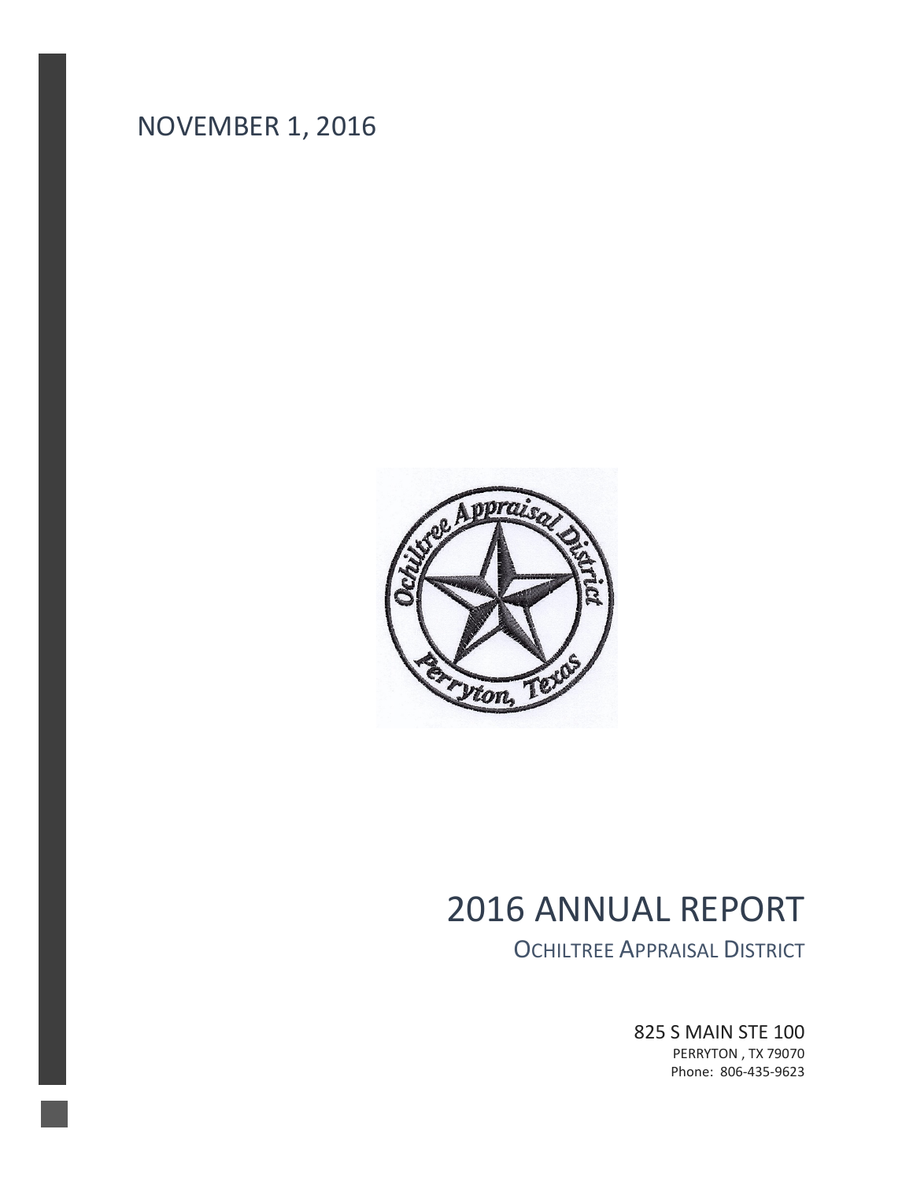NOVEMBER 1, 2016

# 2016 ANNUAL REPORT

## OCHILTREE APPRAISAL DISTRICT

825 S MAIN STE 100
PERRYTON , TX 79070
Phone: 806-435-9623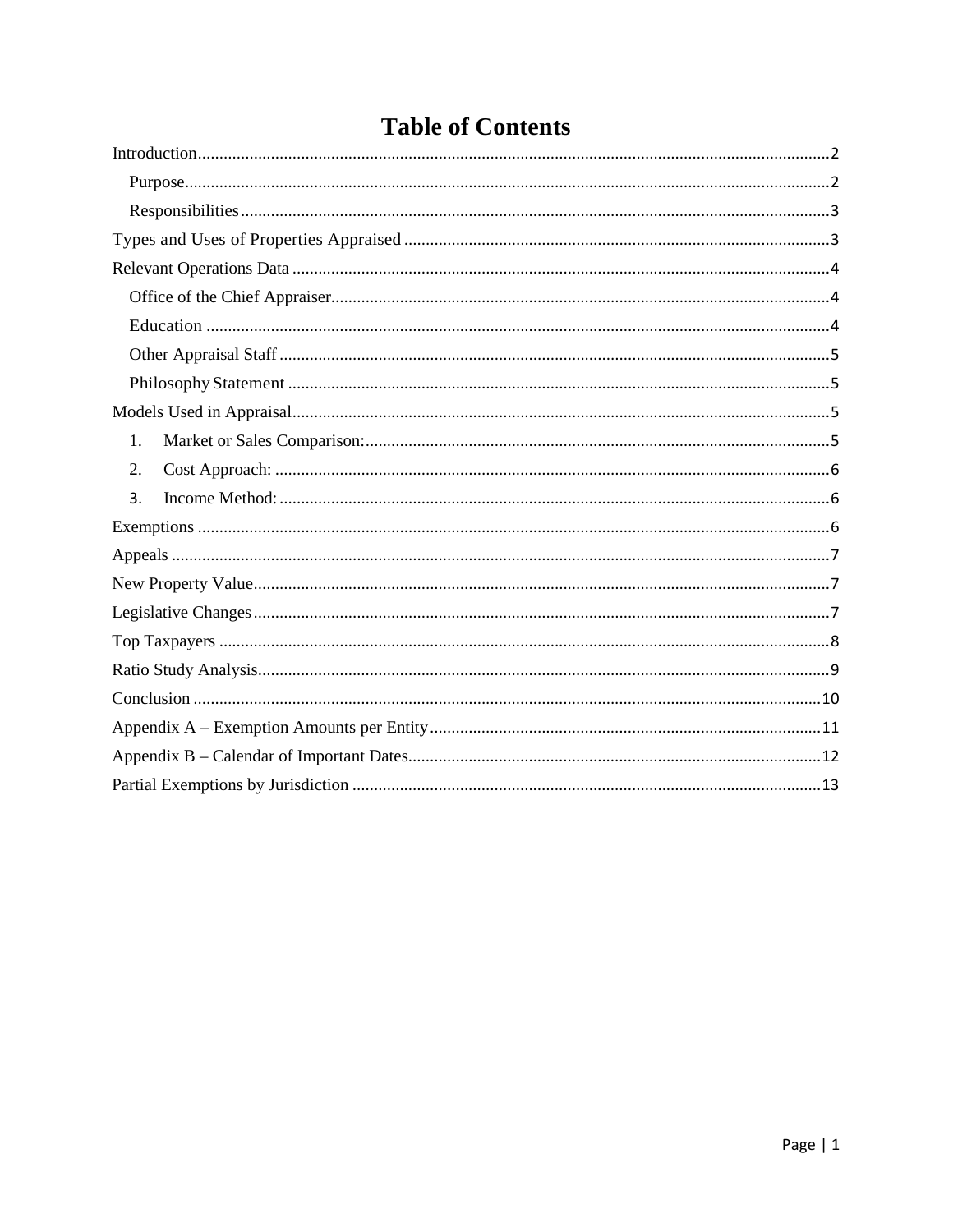# Table of Contents

Introduction ..... 2
- Purpose ..... 2
- Responsibilities ..... 3

Types and Uses of Properties Appraised ..... 3

Relevant Operations Data ..... 4
- Office of the Chief Appraiser ..... 4
- Education ..... 4
- Other Appraisal Staff ..... 5
- Philosophy Statement ..... 5

Models Used in Appraisal ..... 5
1. Market or Sales Comparison: ..... 5
2. Cost Approach: ..... 6
3. Income Method: ..... 6

Exemptions ..... 6

Appeals ..... 7

New Property Value ..... 7

Legislative Changes ..... 7

Top Taxpayers ..... 8

Ratio Study Analysis ..... 9

Conclusion ..... 10

Appendix A – Exemption Amounts per Entity ..... 11

Appendix B – Calendar of Important Dates ..... 12

Partial Exemptions by Jurisdiction ..... 13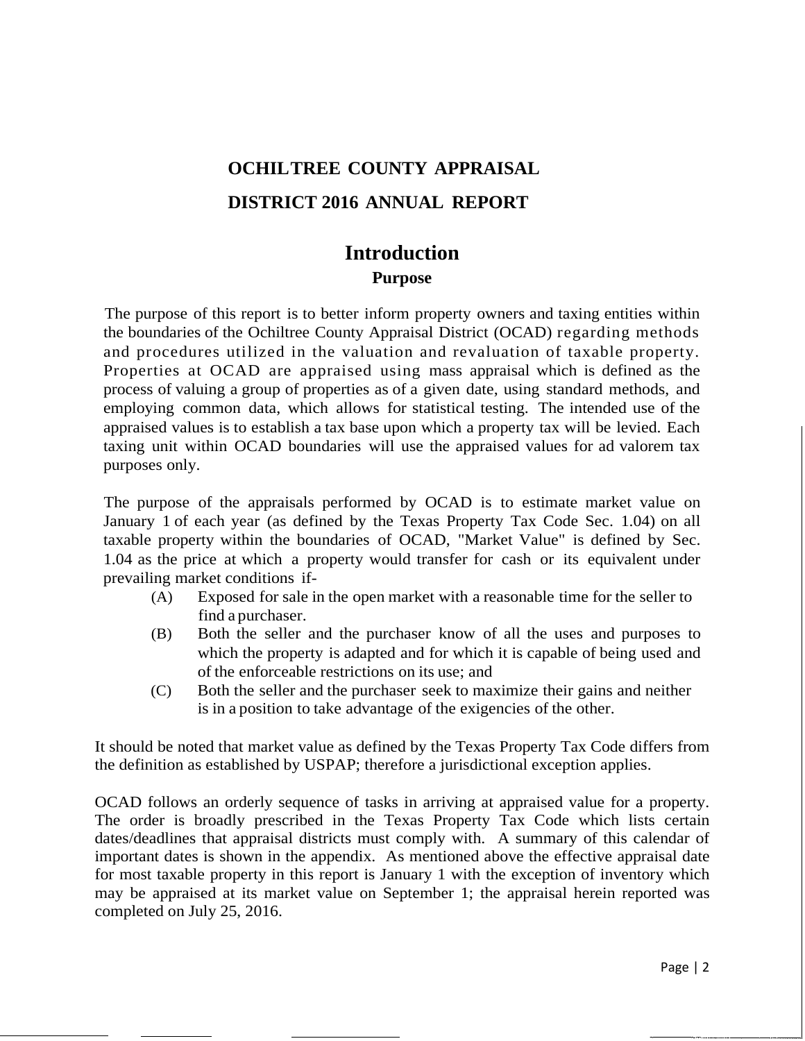# OCHILTREE COUNTY APPRAISAL DISTRICT 2016 ANNUAL REPORT

## Introduction

### Purpose

The purpose of this report is to better inform property owners and taxing entities within the boundaries of the Ochiltree County Appraisal District (OCAD) regarding methods and procedures utilized in the valuation and revaluation of taxable property. Properties at OCAD are appraised using mass appraisal which is defined as the process of valuing a group of properties as of a given date, using standard methods, and employing common data, which allows for statistical testing. The intended use of the appraised values is to establish a tax base upon which a property tax will be levied. Each taxing unit within OCAD boundaries will use the appraised values for ad valorem tax purposes only.

The purpose of the appraisals performed by OCAD is to estimate market value on January 1 of each year (as defined by the Texas Property Tax Code Sec. 1.04) on all taxable property within the boundaries of OCAD, "Market Value" is defined by Sec. 1.04 as the price at which a property would transfer for cash or its equivalent under prevailing market conditions if-

(A) Exposed for sale in the open market with a reasonable time for the seller to find a purchaser.

(B) Both the seller and the purchaser know of all the uses and purposes to which the property is adapted and for which it is capable of being used and of the enforceable restrictions on its use; and

(C) Both the seller and the purchaser seek to maximize their gains and neither is in a position to take advantage of the exigencies of the other.

It should be noted that market value as defined by the Texas Property Tax Code differs from the definition as established by USPAP; therefore a jurisdictional exception applies.

OCAD follows an orderly sequence of tasks in arriving at appraised value for a property. The order is broadly prescribed in the Texas Property Tax Code which lists certain dates/deadlines that appraisal districts must comply with. A summary of this calendar of important dates is shown in the appendix. As mentioned above the effective appraisal date for most taxable property in this report is January 1 with the exception of inventory which may be appraised at its market value on September 1; the appraisal herein reported was completed on July 25, 2016.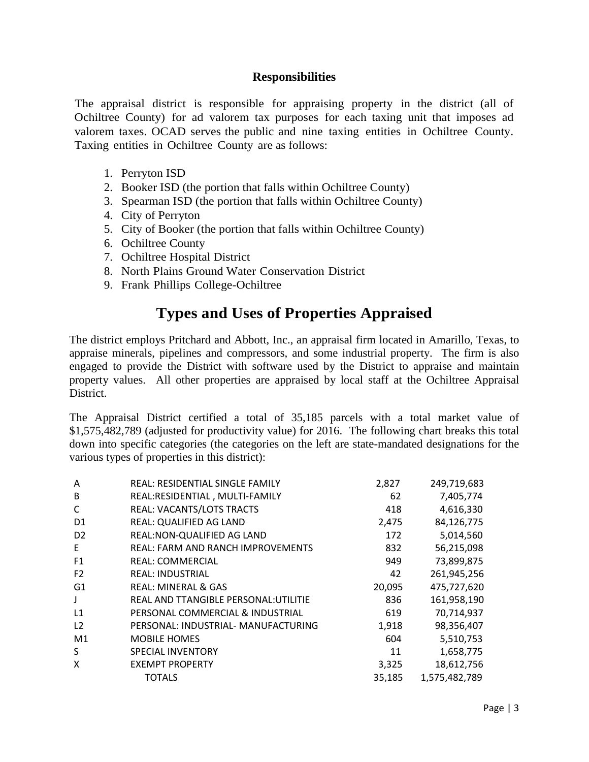### Responsibilities

The appraisal district is responsible for appraising property in the district (all of Ochiltree County) for ad valorem tax purposes for each taxing unit that imposes ad valorem taxes. OCAD serves the public and nine taxing entities in Ochiltree County. Taxing entities in Ochiltree County are as follows:

1. Perryton ISD
2. Booker ISD (the portion that falls within Ochiltree County)
3. Spearman ISD (the portion that falls within Ochiltree County)
4. City of Perryton
5. City of Booker (the portion that falls within Ochiltree County)
6. Ochiltree County
7. Ochiltree Hospital District
8. North Plains Ground Water Conservation District
9. Frank Phillips College-Ochiltree

# Types and Uses of Properties Appraised

The district employs Pritchard and Abbott, Inc., an appraisal firm located in Amarillo, Texas, to appraise minerals, pipelines and compressors, and some industrial property. The firm is also engaged to provide the District with software used by the District to appraise and maintain property values. All other properties are appraised by local staff at the Ochiltree Appraisal District.

The Appraisal District certified a total of 35,185 parcels with a total market value of $1,575,482,789 (adjusted for productivity value) for 2016. The following chart breaks this total down into specific categories (the categories on the left are state-mandated designations for the various types of properties in this district):

| | | | |
|---|---|---|---|
| A | REAL: RESIDENTIAL SINGLE FAMILY | 2,827 | 249,719,683 |
| B | REAL:RESIDENTIAL , MULTI-FAMILY | 62 | 7,405,774 |
| C | REAL: VACANTS/LOTS TRACTS | 418 | 4,616,330 |
| D1 | REAL: QUALIFIED AG LAND | 2,475 | 84,126,775 |
| D2 | REAL:NON-QUALIFIED AG LAND | 172 | 5,014,560 |
| E | REAL: FARM AND RANCH IMPROVEMENTS | 832 | 56,215,098 |
| F1 | REAL: COMMERCIAL | 949 | 73,899,875 |
| F2 | REAL: INDUSTRIAL | 42 | 261,945,256 |
| G1 | REAL: MINERAL & GAS | 20,095 | 475,727,620 |
| J | REAL AND TTANGIBLE PERSONAL:UTILITIE | 836 | 161,958,190 |
| L1 | PERSONAL COMMERCIAL & INDUSTRIAL | 619 | 70,714,937 |
| L2 | PERSONAL: INDUSTRIAL- MANUFACTURING | 1,918 | 98,356,407 |
| M1 | MOBILE HOMES | 604 | 5,510,753 |
| S | SPECIAL INVENTORY | 11 | 1,658,775 |
| X | EXEMPT PROPERTY | 3,325 | 18,612,756 |
| | TOTALS | 35,185 | 1,575,482,789 |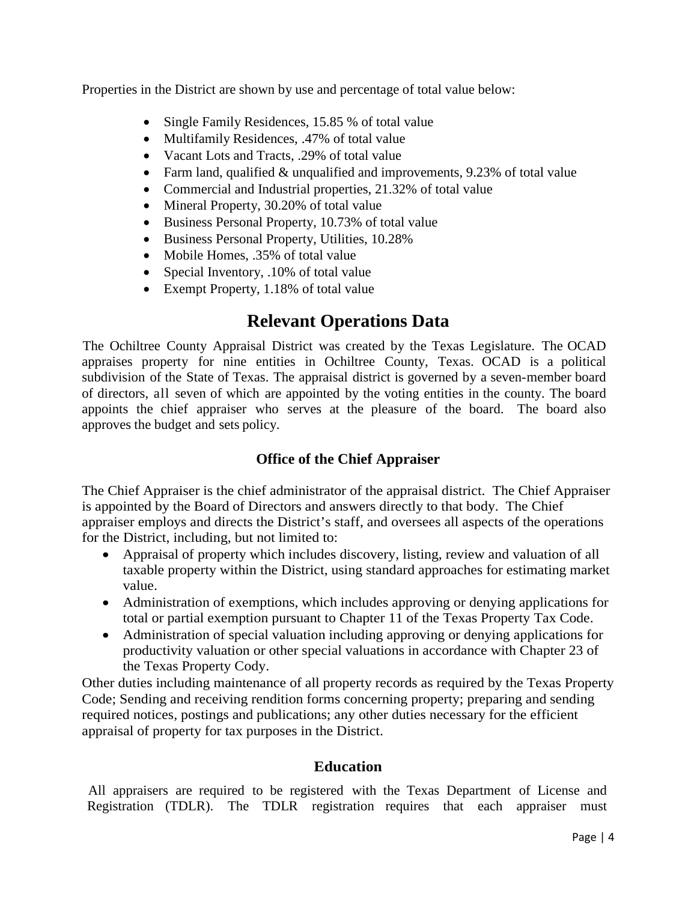Properties in the District are shown by use and percentage of total value below:

- Single Family Residences, 15.85 % of total value
- Multifamily Residences, .47% of total value
- Vacant Lots and Tracts, .29% of total value
- Farm land, qualified & unqualified and improvements, 9.23% of total value
- Commercial and Industrial properties, 21.32% of total value
- Mineral Property, 30.20% of total value
- Business Personal Property, 10.73% of total value
- Business Personal Property, Utilities, 10.28%
- Mobile Homes, .35% of total value
- Special Inventory, .10% of total value
- Exempt Property, 1.18% of total value

# Relevant Operations Data

The Ochiltree County Appraisal District was created by the Texas Legislature. The OCAD appraises property for nine entities in Ochiltree County, Texas. OCAD is a political subdivision of the State of Texas. The appraisal district is governed by a seven-member board of directors, all seven of which are appointed by the voting entities in the county. The board appoints the chief appraiser who serves at the pleasure of the board. The board also approves the budget and sets policy.

### Office of the Chief Appraiser

The Chief Appraiser is the chief administrator of the appraisal district. The Chief Appraiser is appointed by the Board of Directors and answers directly to that body. The Chief appraiser employs and directs the District's staff, and oversees all aspects of the operations for the District, including, but not limited to:

- Appraisal of property which includes discovery, listing, review and valuation of all taxable property within the District, using standard approaches for estimating market value.
- Administration of exemptions, which includes approving or denying applications for total or partial exemption pursuant to Chapter 11 of the Texas Property Tax Code.
- Administration of special valuation including approving or denying applications for productivity valuation or other special valuations in accordance with Chapter 23 of the Texas Property Cody.

Other duties including maintenance of all property records as required by the Texas Property Code; Sending and receiving rendition forms concerning property; preparing and sending required notices, postings and publications; any other duties necessary for the efficient appraisal of property for tax purposes in the District.

### Education

All appraisers are required to be registered with the Texas Department of License and Registration (TDLR). The TDLR registration requires that each appraiser must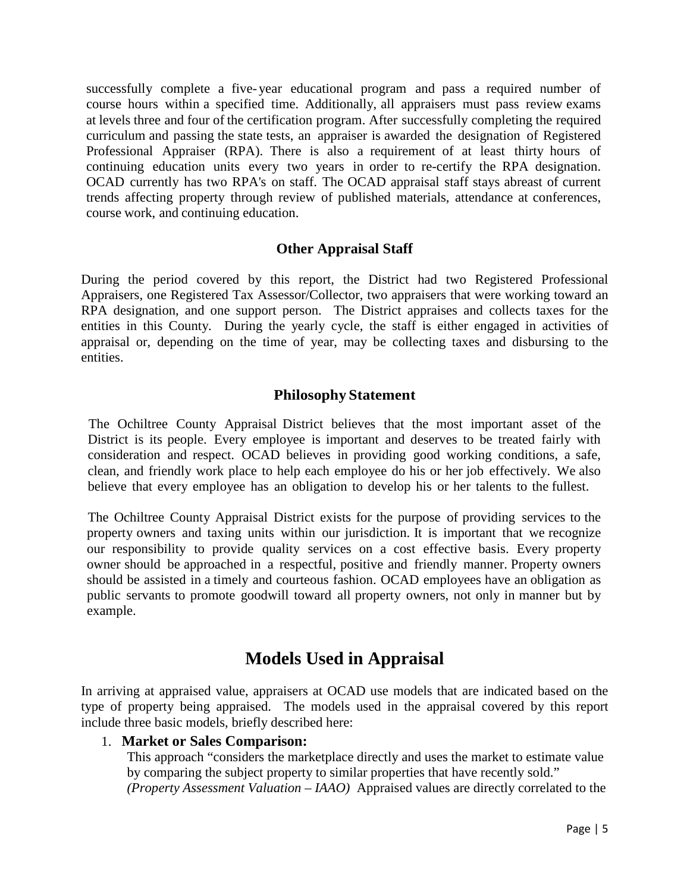successfully complete a five-year educational program and pass a required number of course hours within a specified time. Additionally, all appraisers must pass review exams at levels three and four of the certification program. After successfully completing the required curriculum and passing the state tests, an appraiser is awarded the designation of Registered Professional Appraiser (RPA). There is also a requirement of at least thirty hours of continuing education units every two years in order to re-certify the RPA designation. OCAD currently has two RPA's on staff. The OCAD appraisal staff stays abreast of current trends affecting property through review of published materials, attendance at conferences, course work, and continuing education.

### Other Appraisal Staff

During the period covered by this report, the District had two Registered Professional Appraisers, one Registered Tax Assessor/Collector, two appraisers that were working toward an RPA designation, and one support person. The District appraises and collects taxes for the entities in this County. During the yearly cycle, the staff is either engaged in activities of appraisal or, depending on the time of year, may be collecting taxes and disbursing to the entities.

### Philosophy Statement

The Ochiltree County Appraisal District believes that the most important asset of the District is its people. Every employee is important and deserves to be treated fairly with consideration and respect. OCAD believes in providing good working conditions, a safe, clean, and friendly work place to help each employee do his or her job effectively. We also believe that every employee has an obligation to develop his or her talents to the fullest.

The Ochiltree County Appraisal District exists for the purpose of providing services to the property owners and taxing units within our jurisdiction. It is important that we recognize our responsibility to provide quality services on a cost effective basis. Every property owner should be approached in a respectful, positive and friendly manner. Property owners should be assisted in a timely and courteous fashion. OCAD employees have an obligation as public servants to promote goodwill toward all property owners, not only in manner but by example.

## Models Used in Appraisal

In arriving at appraised value, appraisers at OCAD use models that are indicated based on the type of property being appraised. The models used in the appraisal covered by this report include three basic models, briefly described here:

1. **Market or Sales Comparison:**
   This approach "considers the marketplace directly and uses the market to estimate value by comparing the subject property to similar properties that have recently sold." *(Property Assessment Valuation – IAAO)* Appraised values are directly correlated to the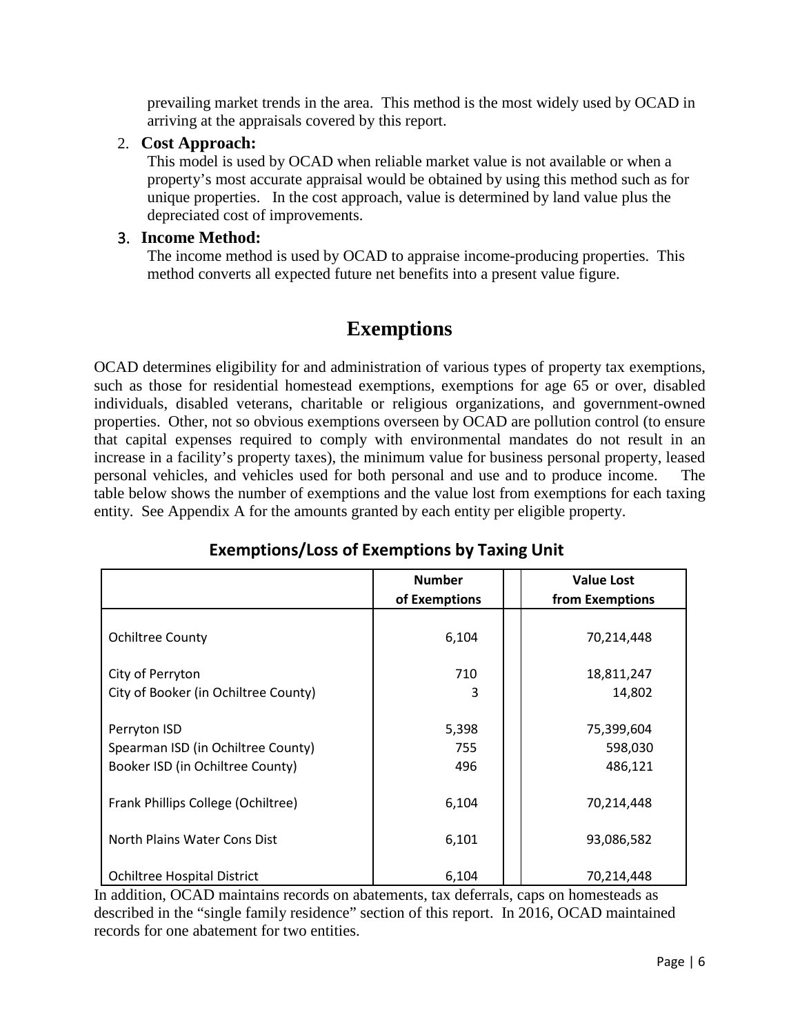prevailing market trends in the area. This method is the most widely used by OCAD in arriving at the appraisals covered by this report.

2. **Cost Approach:**
   This model is used by OCAD when reliable market value is not available or when a property's most accurate appraisal would be obtained by using this method such as for unique properties. In the cost approach, value is determined by land value plus the depreciated cost of improvements.

3. **Income Method:**
   The income method is used by OCAD to appraise income-producing properties. This method converts all expected future net benefits into a present value figure.

## Exemptions

OCAD determines eligibility for and administration of various types of property tax exemptions, such as those for residential homestead exemptions, exemptions for age 65 or over, disabled individuals, disabled veterans, charitable or religious organizations, and government-owned properties. Other, not so obvious exemptions overseen by OCAD are pollution control (to ensure that capital expenses required to comply with environmental mandates do not result in an increase in a facility's property taxes), the minimum value for business personal property, leased personal vehicles, and vehicles used for both personal and use and to produce income. The table below shows the number of exemptions and the value lost from exemptions for each taxing entity. See Appendix A for the amounts granted by each entity per eligible property.

### Exemptions/Loss of Exemptions by Taxing Unit

| | Number of Exemptions | Value Lost from Exemptions |
|---|---|---|
| Ochiltree County | 6,104 | 70,214,448 |
| City of Perryton | 710 | 18,811,247 |
| City of Booker (in Ochiltree County) | 3 | 14,802 |
| Perryton ISD | 5,398 | 75,399,604 |
| Spearman ISD (in Ochiltree County) | 755 | 598,030 |
| Booker ISD (in Ochiltree County) | 496 | 486,121 |
| Frank Phillips College (Ochiltree) | 6,104 | 70,214,448 |
| North Plains Water Cons Dist | 6,101 | 93,086,582 |
| Ochiltree Hospital District | 6,104 | 70,214,448 |

In addition, OCAD maintains records on abatements, tax deferrals, caps on homesteads as described in the "single family residence" section of this report. In 2016, OCAD maintained records for one abatement for two entities.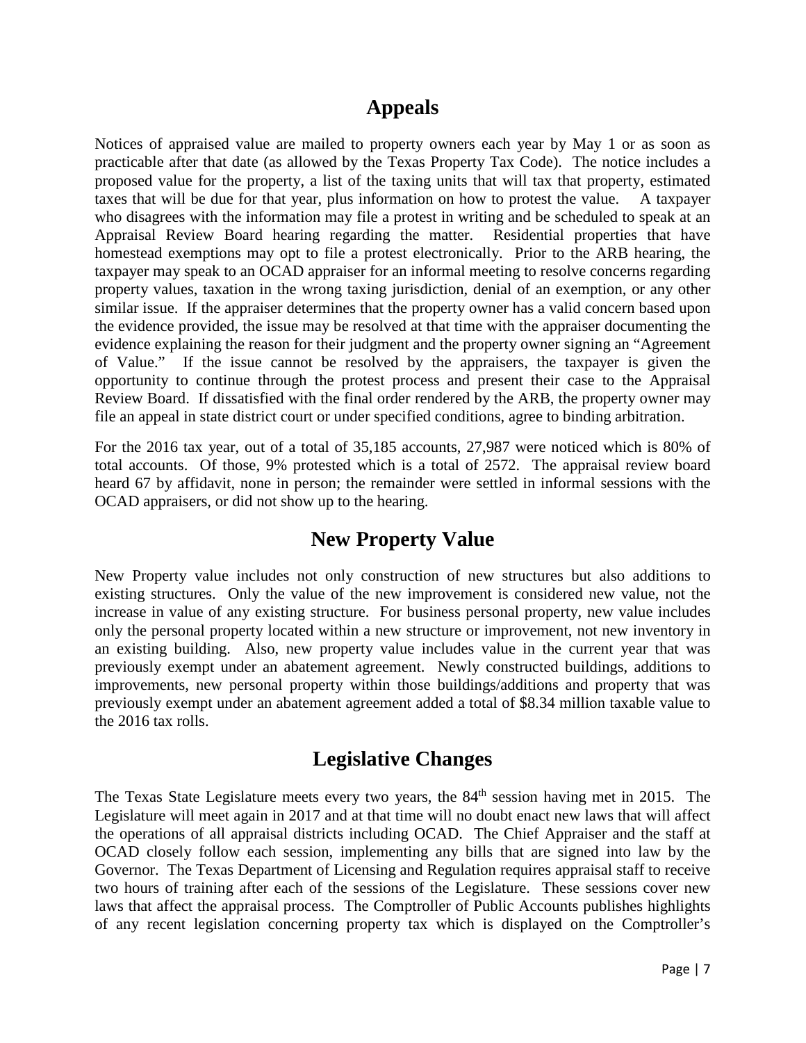## Appeals

Notices of appraised value are mailed to property owners each year by May 1 or as soon as practicable after that date (as allowed by the Texas Property Tax Code). The notice includes a proposed value for the property, a list of the taxing units that will tax that property, estimated taxes that will be due for that year, plus information on how to protest the value. A taxpayer who disagrees with the information may file a protest in writing and be scheduled to speak at an Appraisal Review Board hearing regarding the matter. Residential properties that have homestead exemptions may opt to file a protest electronically. Prior to the ARB hearing, the taxpayer may speak to an OCAD appraiser for an informal meeting to resolve concerns regarding property values, taxation in the wrong taxing jurisdiction, denial of an exemption, or any other similar issue. If the appraiser determines that the property owner has a valid concern based upon the evidence provided, the issue may be resolved at that time with the appraiser documenting the evidence explaining the reason for their judgment and the property owner signing an "Agreement of Value." If the issue cannot be resolved by the appraisers, the taxpayer is given the opportunity to continue through the protest process and present their case to the Appraisal Review Board. If dissatisfied with the final order rendered by the ARB, the property owner may file an appeal in state district court or under specified conditions, agree to binding arbitration.

For the 2016 tax year, out of a total of 35,185 accounts, 27,987 were noticed which is 80% of total accounts. Of those, 9% protested which is a total of 2572. The appraisal review board heard 67 by affidavit, none in person; the remainder were settled in informal sessions with the OCAD appraisers, or did not show up to the hearing.

## New Property Value

New Property value includes not only construction of new structures but also additions to existing structures. Only the value of the new improvement is considered new value, not the increase in value of any existing structure. For business personal property, new value includes only the personal property located within a new structure or improvement, not new inventory in an existing building. Also, new property value includes value in the current year that was previously exempt under an abatement agreement. Newly constructed buildings, additions to improvements, new personal property within those buildings/additions and property that was previously exempt under an abatement agreement added a total of $8.34 million taxable value to the 2016 tax rolls.

## Legislative Changes

The Texas State Legislature meets every two years, the 84th session having met in 2015. The Legislature will meet again in 2017 and at that time will no doubt enact new laws that will affect the operations of all appraisal districts including OCAD. The Chief Appraiser and the staff at OCAD closely follow each session, implementing any bills that are signed into law by the Governor. The Texas Department of Licensing and Regulation requires appraisal staff to receive two hours of training after each of the sessions of the Legislature. These sessions cover new laws that affect the appraisal process. The Comptroller of Public Accounts publishes highlights of any recent legislation concerning property tax which is displayed on the Comptroller's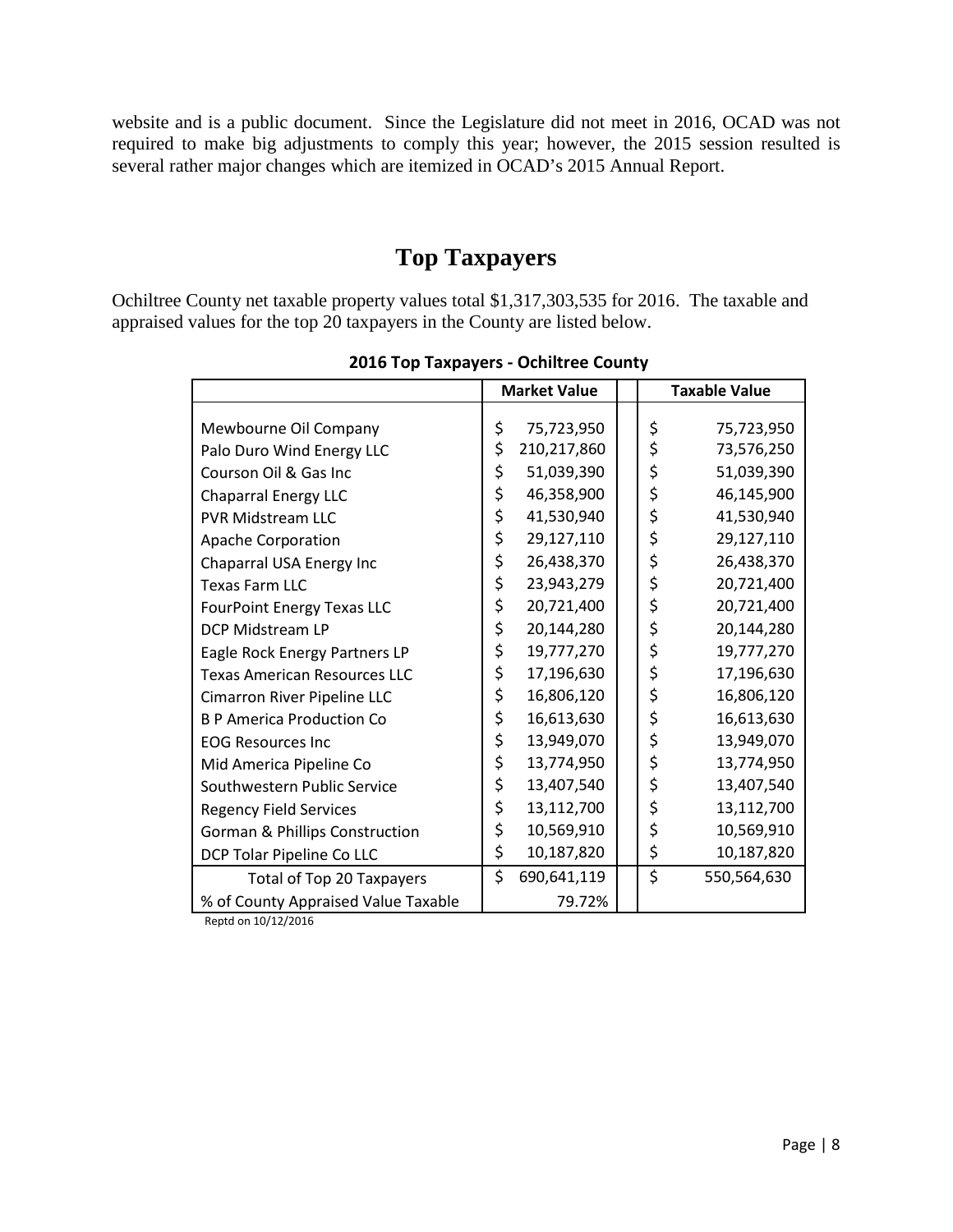website and is a public document. Since the Legislature did not meet in 2016, OCAD was not required to make big adjustments to comply this year; however, the 2015 session resulted is several rather major changes which are itemized in OCAD's 2015 Annual Report.

# Top Taxpayers

Ochiltree County net taxable property values total $1,317,303,535 for 2016. The taxable and appraised values for the top 20 taxpayers in the County are listed below.

**2016 Top Taxpayers - Ochiltree County**

| | Market Value | Taxable Value |
|---|---|---|
| Mewbourne Oil Company | $ 75,723,950 | $ 75,723,950 |
| Palo Duro Wind Energy LLC | $ 210,217,860 | $ 73,576,250 |
| Courson Oil & Gas Inc | $ 51,039,390 | $ 51,039,390 |
| Chaparral Energy LLC | $ 46,358,900 | $ 46,145,900 |
| PVR Midstream LLC | $ 41,530,940 | $ 41,530,940 |
| Apache Corporation | $ 29,127,110 | $ 29,127,110 |
| Chaparral USA Energy Inc | $ 26,438,370 | $ 26,438,370 |
| Texas Farm LLC | $ 23,943,279 | $ 20,721,400 |
| FourPoint Energy Texas LLC | $ 20,721,400 | $ 20,721,400 |
| DCP Midstream LP | $ 20,144,280 | $ 20,144,280 |
| Eagle Rock Energy Partners LP | $ 19,777,270 | $ 19,777,270 |
| Texas American Resources LLC | $ 17,196,630 | $ 17,196,630 |
| Cimarron River Pipeline LLC | $ 16,806,120 | $ 16,806,120 |
| B P America Production Co | $ 16,613,630 | $ 16,613,630 |
| EOG Resources Inc | $ 13,949,070 | $ 13,949,070 |
| Mid America Pipeline Co | $ 13,774,950 | $ 13,774,950 |
| Southwestern Public Service | $ 13,407,540 | $ 13,407,540 |
| Regency Field Services | $ 13,112,700 | $ 13,112,700 |
| Gorman & Phillips Construction | $ 10,569,910 | $ 10,569,910 |
| DCP Tolar Pipeline Co LLC | $ 10,187,820 | $ 10,187,820 |
| Total of Top 20 Taxpayers | $ 690,641,119 | $ 550,564,630 |
| % of County Appraised Value Taxable | 79.72% | |

Reptd on 10/12/2016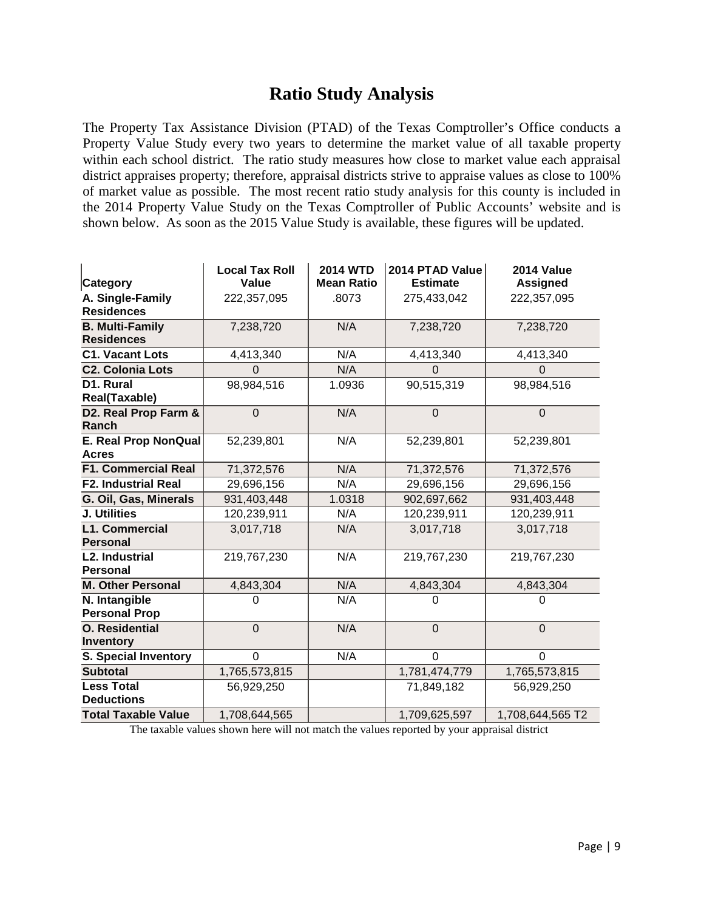# Ratio Study Analysis

The Property Tax Assistance Division (PTAD) of the Texas Comptroller's Office conducts a Property Value Study every two years to determine the market value of all taxable property within each school district. The ratio study measures how close to market value each appraisal district appraises property; therefore, appraisal districts strive to appraise values as close to 100% of market value as possible. The most recent ratio study analysis for this county is included in the 2014 Property Value Study on the Texas Comptroller of Public Accounts' website and is shown below. As soon as the 2015 Value Study is available, these figures will be updated.

| Category | Local Tax Roll Value | 2014 WTD Mean Ratio | 2014 PTAD Value Estimate | 2014 Value Assigned |
|---|---|---|---|---|
| **A. Single-Family Residences** | 222,357,095 | .8073 | 275,433,042 | 222,357,095 |
| **B. Multi-Family Residences** | 7,238,720 | N/A | 7,238,720 | 7,238,720 |
| **C1. Vacant Lots** | 4,413,340 | N/A | 4,413,340 | 4,413,340 |
| **C2. Colonia Lots** | 0 | N/A | 0 | 0 |
| **D1. Rural Real(Taxable)** | 98,984,516 | 1.0936 | 90,515,319 | 98,984,516 |
| **D2. Real Prop Farm & Ranch** | 0 | N/A | 0 | 0 |
| **E. Real Prop NonQual Acres** | 52,239,801 | N/A | 52,239,801 | 52,239,801 |
| **F1. Commercial Real** | 71,372,576 | N/A | 71,372,576 | 71,372,576 |
| **F2. Industrial Real** | 29,696,156 | N/A | 29,696,156 | 29,696,156 |
| **G. Oil, Gas, Minerals** | 931,403,448 | 1.0318 | 902,697,662 | 931,403,448 |
| **J. Utilities** | 120,239,911 | N/A | 120,239,911 | 120,239,911 |
| **L1. Commercial Personal** | 3,017,718 | N/A | 3,017,718 | 3,017,718 |
| **L2. Industrial Personal** | 219,767,230 | N/A | 219,767,230 | 219,767,230 |
| **M. Other Personal** | 4,843,304 | N/A | 4,843,304 | 4,843,304 |
| **N. Intangible Personal Prop** | 0 | N/A | 0 | 0 |
| **O. Residential Inventory** | 0 | N/A | 0 | 0 |
| **S. Special Inventory** | 0 | N/A | 0 | 0 |
| **Subtotal** | 1,765,573,815 | | 1,781,474,779 | 1,765,573,815 |
| **Less Total Deductions** | 56,929,250 | | 71,849,182 | 56,929,250 |
| **Total Taxable Value** | 1,708,644,565 | | 1,709,625,597 | 1,708,644,565 T2 |

The taxable values shown here will not match the values reported by your appraisal district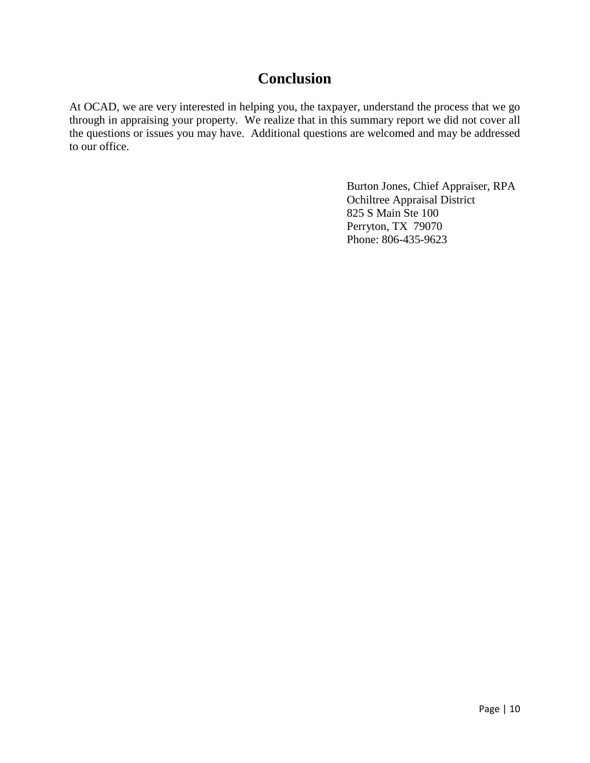# Conclusion

At OCAD, we are very interested in helping you, the taxpayer, understand the process that we go through in appraising your property. We realize that in this summary report we did not cover all the questions or issues you may have. Additional questions are welcomed and may be addressed to our office.

Burton Jones, Chief Appraiser, RPA
Ochiltree Appraisal District
825 S Main Ste 100
Perryton, TX 79070
Phone: 806-435-9623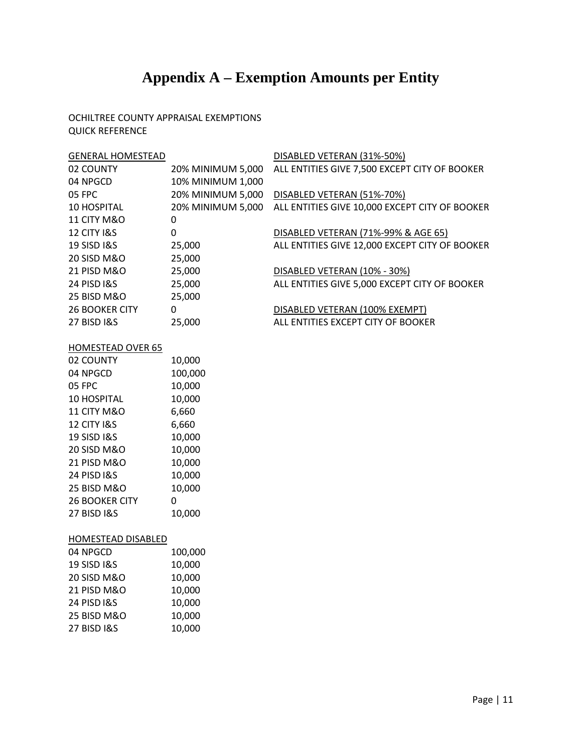# Appendix A – Exemption Amounts per Entity

OCHILTREE COUNTY APPRAISAL EXEMPTIONS
QUICK REFERENCE

**GENERAL HOMESTEAD**

| Entity | Amount |
|---|---|
| 02 COUNTY | 20% MINIMUM 5,000 |
| 04 NPGCD | 10% MINIMUM 1,000 |
| 05 FPC | 20% MINIMUM 5,000 |
| 10 HOSPITAL | 20% MINIMUM 5,000 |
| 11 CITY M&O | 0 |
| 12 CITY I&S | 0 |
| 19 SISD I&S | 25,000 |
| 20 SISD M&O | 25,000 |
| 21 PISD M&O | 25,000 |
| 24 PISD I&S | 25,000 |
| 25 BISD M&O | 25,000 |
| 26 BOOKER CITY | 0 |
| 27 BISD I&S | 25,000 |

**HOMESTEAD OVER 65**

| Entity | Amount |
|---|---|
| 02 COUNTY | 10,000 |
| 04 NPGCD | 100,000 |
| 05 FPC | 10,000 |
| 10 HOSPITAL | 10,000 |
| 11 CITY M&O | 6,660 |
| 12 CITY I&S | 6,660 |
| 19 SISD I&S | 10,000 |
| 20 SISD M&O | 10,000 |
| 21 PISD M&O | 10,000 |
| 24 PISD I&S | 10,000 |
| 25 BISD M&O | 10,000 |
| 26 BOOKER CITY | 0 |
| 27 BISD I&S | 10,000 |

**HOMESTEAD DISABLED**

| Entity | Amount |
|---|---|
| 04 NPGCD | 100,000 |
| 19 SISD I&S | 10,000 |
| 20 SISD M&O | 10,000 |
| 21 PISD M&O | 10,000 |
| 24 PISD I&S | 10,000 |
| 25 BISD M&O | 10,000 |
| 27 BISD I&S | 10,000 |

**DISABLED VETERAN (31%-50%)**
ALL ENTITIES GIVE 7,500 EXCEPT CITY OF BOOKER

**DISABLED VETERAN (51%-70%)**
ALL ENTITIES GIVE 10,000 EXCEPT CITY OF BOOKER

**DISABLED VETERAN (71%-99% & AGE 65)**
ALL ENTITIES GIVE 12,000 EXCEPT CITY OF BOOKER

**DISABLED VETERAN (10% - 30%)**
ALL ENTITIES GIVE 5,000 EXCEPT CITY OF BOOKER

**DISABLED VETERAN (100% EXEMPT)**
ALL ENTITIES EXCEPT CITY OF BOOKER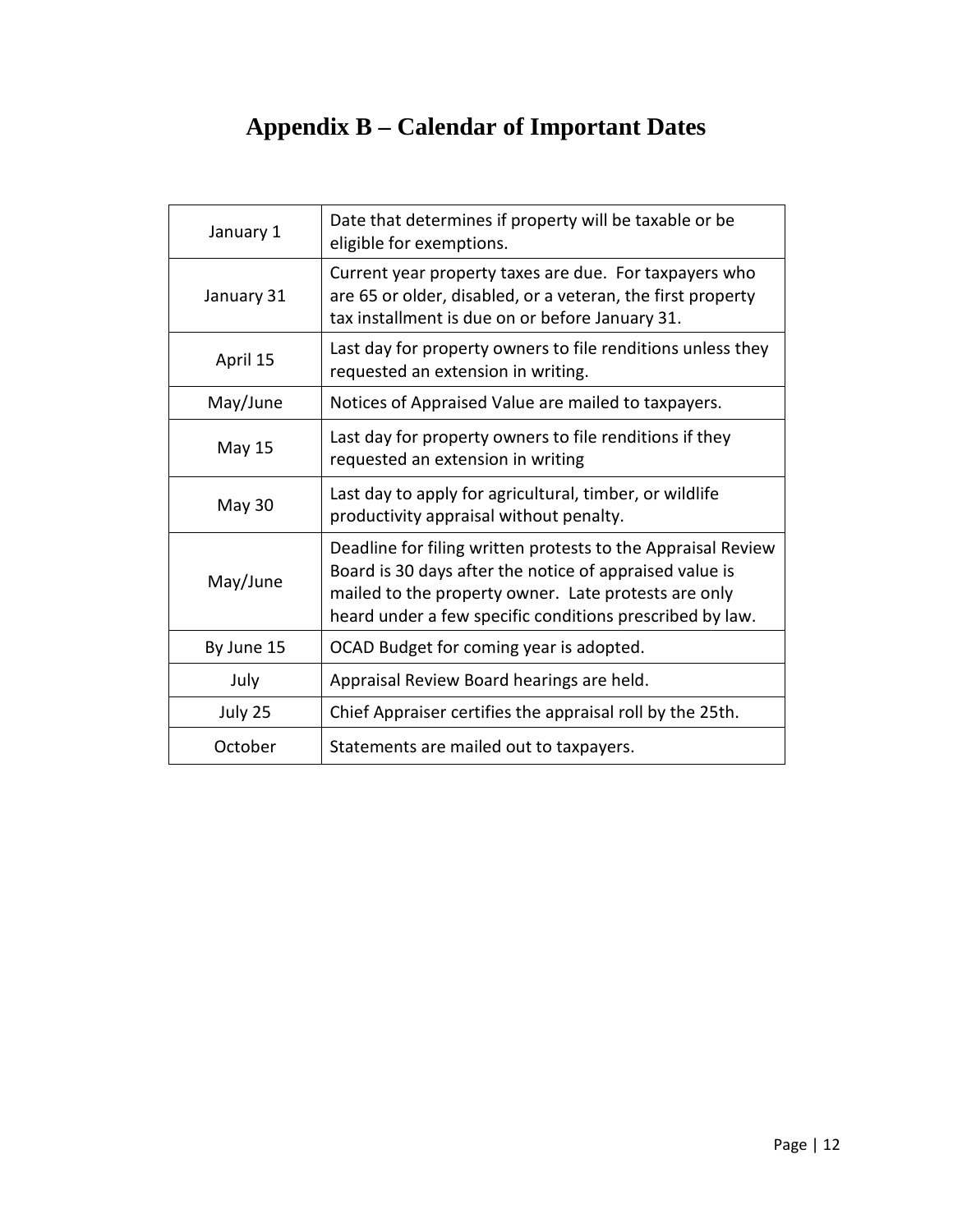# Appendix B – Calendar of Important Dates

| Date | Event |
|---|---|
| January 1 | Date that determines if property will be taxable or be eligible for exemptions. |
| January 31 | Current year property taxes are due. For taxpayers who are 65 or older, disabled, or a veteran, the first property tax installment is due on or before January 31. |
| April 15 | Last day for property owners to file renditions unless they requested an extension in writing. |
| May/June | Notices of Appraised Value are mailed to taxpayers. |
| May 15 | Last day for property owners to file renditions if they requested an extension in writing |
| May 30 | Last day to apply for agricultural, timber, or wildlife productivity appraisal without penalty. |
| May/June | Deadline for filing written protests to the Appraisal Review Board is 30 days after the notice of appraised value is mailed to the property owner. Late protests are only heard under a few specific conditions prescribed by law. |
| By June 15 | OCAD Budget for coming year is adopted. |
| July | Appraisal Review Board hearings are held. |
| July 25 | Chief Appraiser certifies the appraisal roll by the 25th. |
| October | Statements are mailed out to taxpayers. |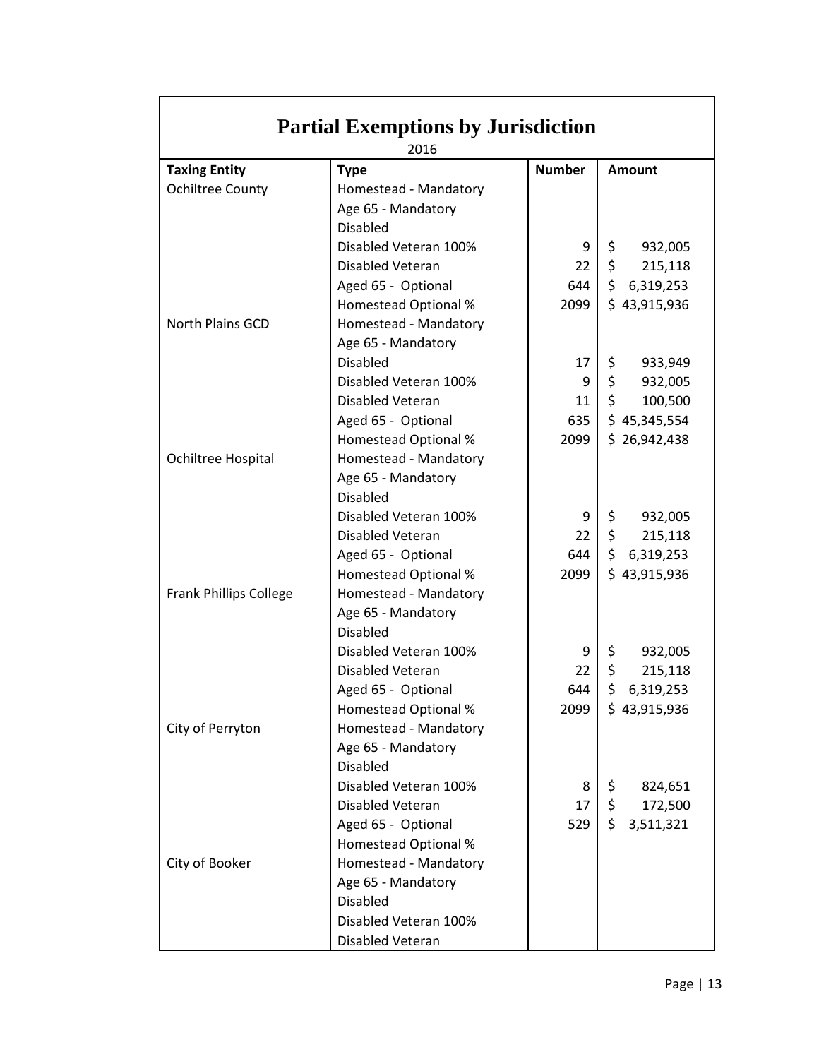# Partial Exemptions by Jurisdiction

2016

| Taxing Entity | Type | Number | Amount |
|---|---|---|---|
| Ochiltree County | Homestead - Mandatory | | |
| | Age 65 - Mandatory | | |
| | Disabled | | |
| | Disabled Veteran 100% | 9 | $ 932,005 |
| | Disabled Veteran | 22 | $ 215,118 |
| | Aged 65 - Optional | 644 | $ 6,319,253 |
| | Homestead Optional % | 2099 | $ 43,915,936 |
| North Plains GCD | Homestead - Mandatory | | |
| | Age 65 - Mandatory | | |
| | Disabled | 17 | $ 933,949 |
| | Disabled Veteran 100% | 9 | $ 932,005 |
| | Disabled Veteran | 11 | $ 100,500 |
| | Aged 65 - Optional | 635 | $ 45,345,554 |
| | Homestead Optional % | 2099 | $ 26,942,438 |
| Ochiltree Hospital | Homestead - Mandatory | | |
| | Age 65 - Mandatory | | |
| | Disabled | | |
| | Disabled Veteran 100% | 9 | $ 932,005 |
| | Disabled Veteran | 22 | $ 215,118 |
| | Aged 65 - Optional | 644 | $ 6,319,253 |
| | Homestead Optional % | 2099 | $ 43,915,936 |
| Frank Phillips College | Homestead - Mandatory | | |
| | Age 65 - Mandatory | | |
| | Disabled | | |
| | Disabled Veteran 100% | 9 | $ 932,005 |
| | Disabled Veteran | 22 | $ 215,118 |
| | Aged 65 - Optional | 644 | $ 6,319,253 |
| | Homestead Optional % | 2099 | $ 43,915,936 |
| City of Perryton | Homestead - Mandatory | | |
| | Age 65 - Mandatory | | |
| | Disabled | | |
| | Disabled Veteran 100% | 8 | $ 824,651 |
| | Disabled Veteran | 17 | $ 172,500 |
| | Aged 65 - Optional | 529 | $ 3,511,321 |
| | Homestead Optional % | | |
| City of Booker | Homestead - Mandatory | | |
| | Age 65 - Mandatory | | |
| | Disabled | | |
| | Disabled Veteran 100% | | |
| | Disabled Veteran | | |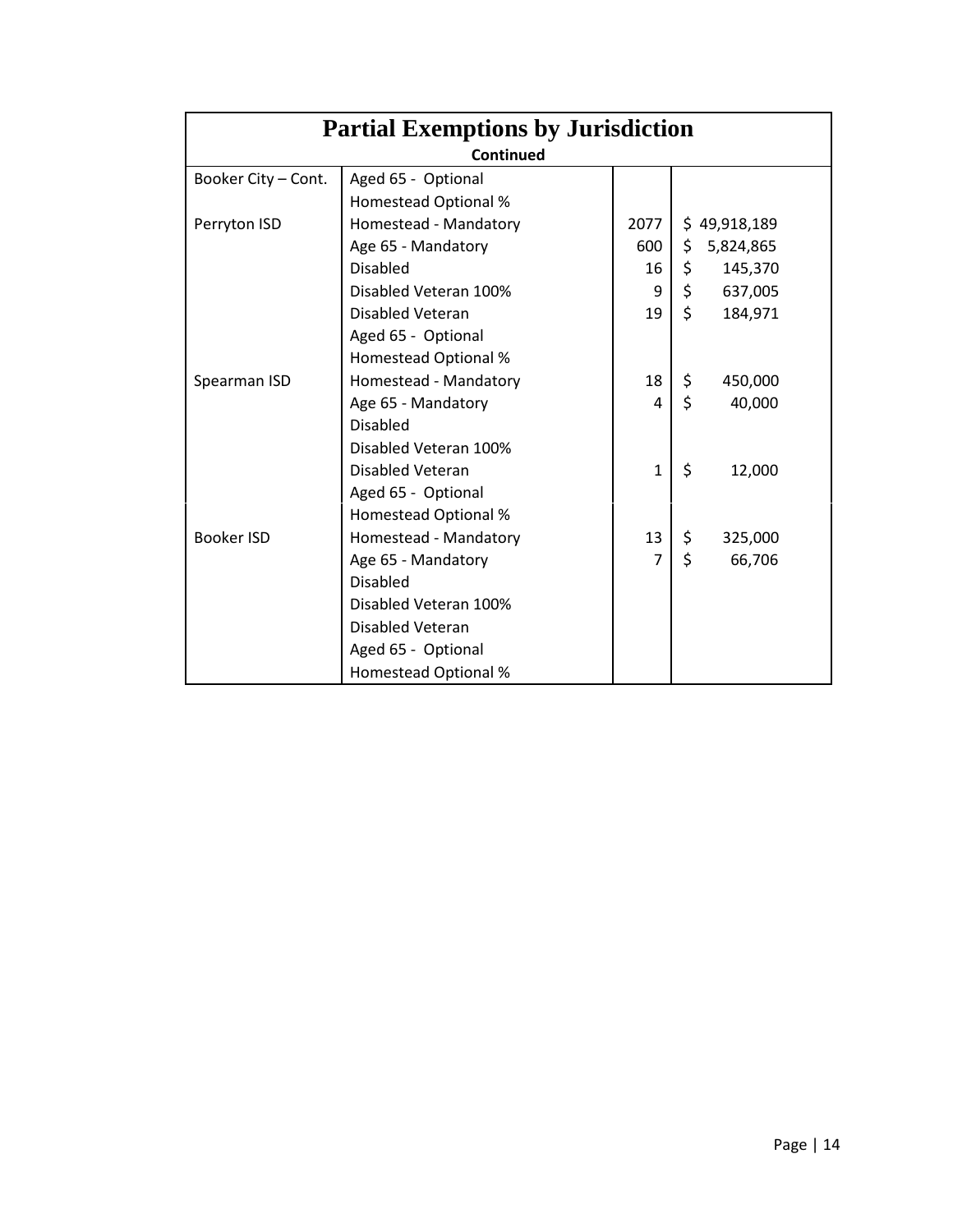# Partial Exemptions by Jurisdiction

**Continued**

| | | | |
|---|---|---|---|
| Booker City – Cont. | Aged 65 - Optional | | |
| | Homestead Optional % | | |
| Perryton ISD | Homestead - Mandatory | 2077 | $ 49,918,189 |
| | Age 65 - Mandatory | 600 | $ 5,824,865 |
| | Disabled | 16 | $ 145,370 |
| | Disabled Veteran 100% | 9 | $ 637,005 |
| | Disabled Veteran | 19 | $ 184,971 |
| | Aged 65 - Optional | | |
| | Homestead Optional % | | |
| Spearman ISD | Homestead - Mandatory | 18 | $ 450,000 |
| | Age 65 - Mandatory | 4 | $ 40,000 |
| | Disabled | | |
| | Disabled Veteran 100% | | |
| | Disabled Veteran | 1 | $ 12,000 |
| | Aged 65 - Optional | | |
| | Homestead Optional % | | |
| Booker ISD | Homestead - Mandatory | 13 | $ 325,000 |
| | Age 65 - Mandatory | 7 | $ 66,706 |
| | Disabled | | |
| | Disabled Veteran 100% | | |
| | Disabled Veteran | | |
| | Aged 65 - Optional | | |
| | Homestead Optional % | | |